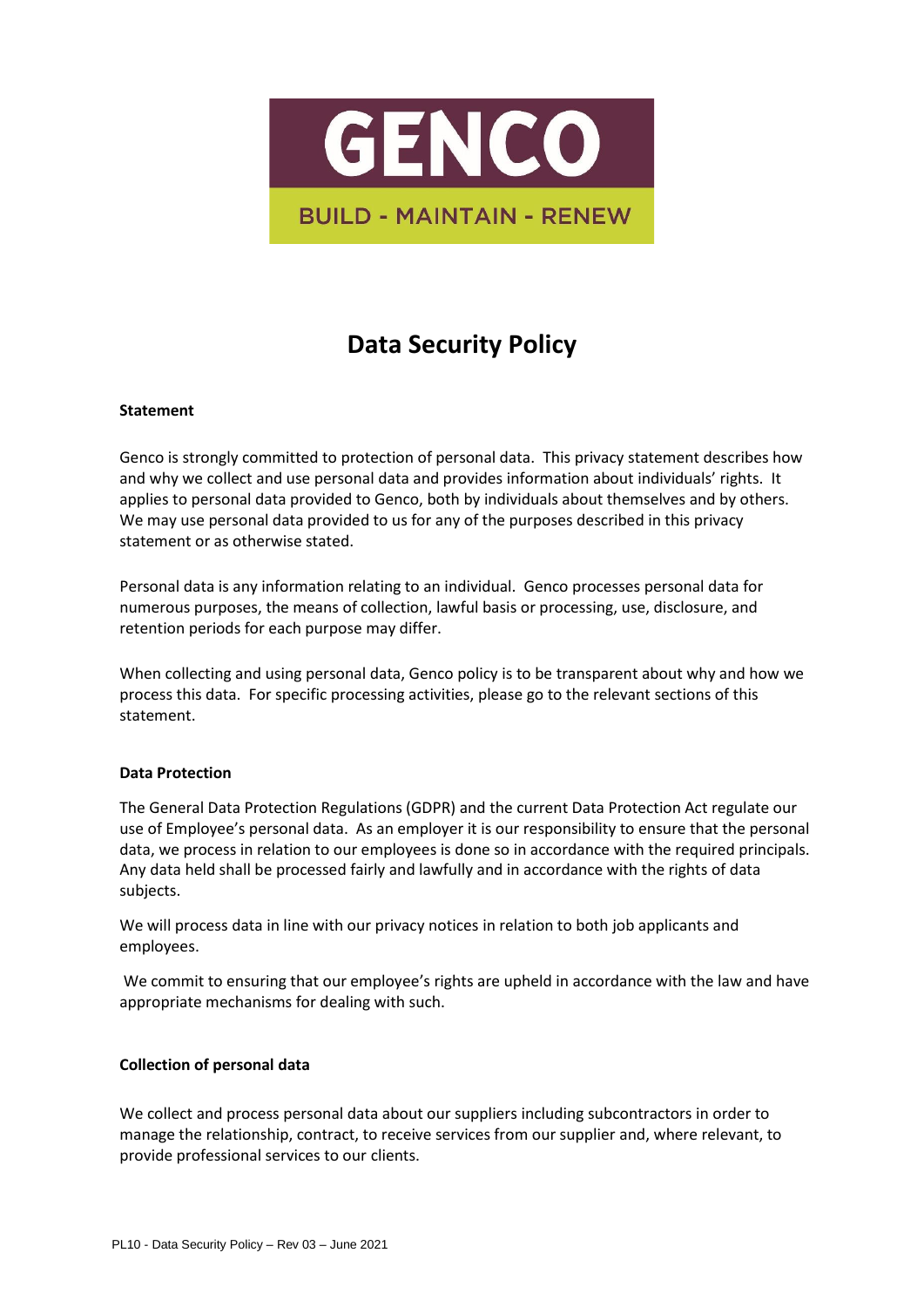GENCO

BUILD - MAINTAIN - RENEW

# Data Security Policy

**Statement**

Genco is strongly committed to protection of personal data. This privacy statement describes how and why we collect and use personal data and provides information about individuals' rights. It applies to personal data provided to Genco, both by individuals about themselves and by others. We may use personal data provided to us for any of the purposes described in this privacy statement or as otherwise stated.

Personal data is any information relating to an individual. Genco processes personal data for numerous purposes, the means of collection, lawful basis or processing, use, disclosure, and retention periods for each purpose may differ.

When collecting and using personal data, Genco policy is to be transparent about why and how we process this data. For specific processing activities, please go to the relevant sections of this statement.

**Data Protection**

The General Data Protection Regulations (GDPR) and the current Data Protection Act regulate our use of Employee's personal data. As an employer it is our responsibility to ensure that the personal data, we process in relation to our employees is done so in accordance with the required principals. Any data held shall be processed fairly and lawfully and in accordance with the rights of data subjects.

We will process data in line with our privacy notices in relation to both job applicants and employees.

We commit to ensuring that our employee's rights are upheld in accordance with the law and have appropriate mechanisms for dealing with such.

**Collection of personal data**

We collect and process personal data about our suppliers including subcontractors in order to manage the relationship, contract, to receive services from our supplier and, where relevant, to provide professional services to our clients.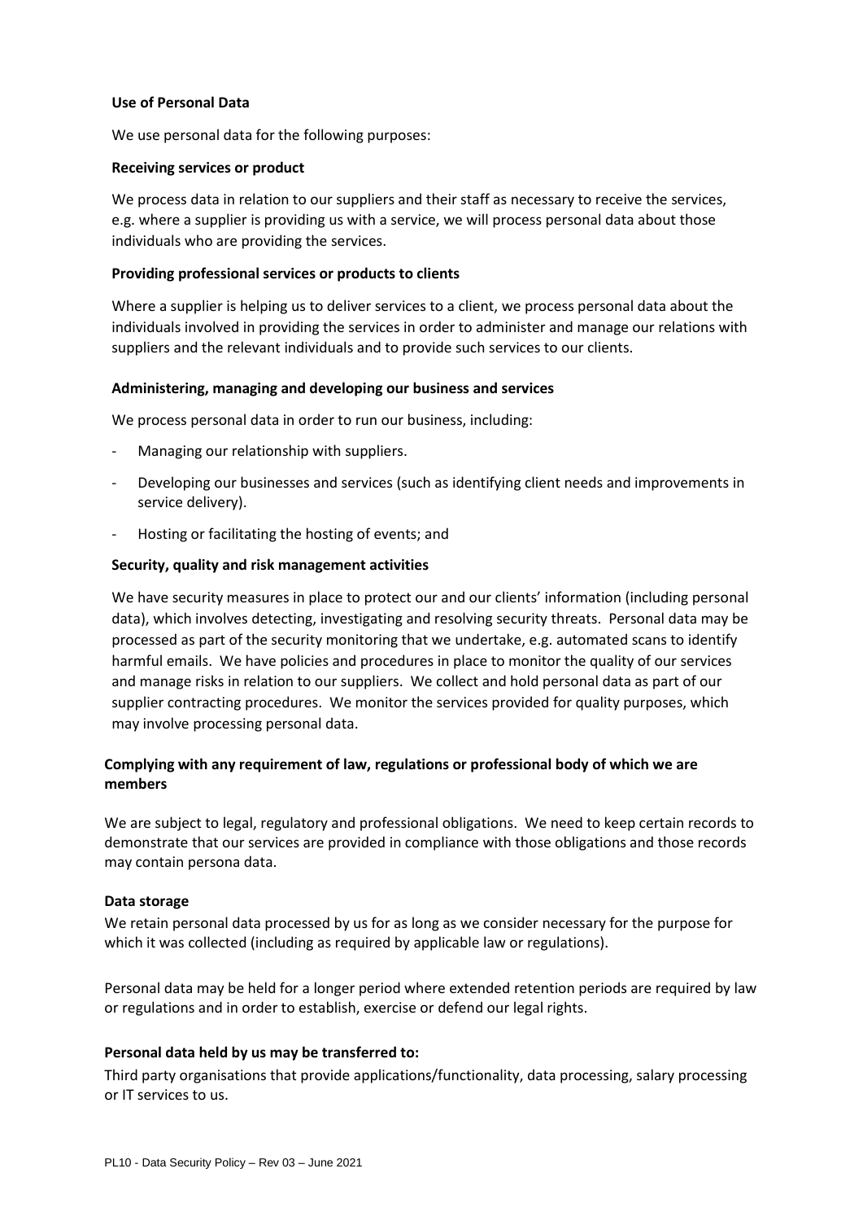**Use of Personal Data**

We use personal data for the following purposes:

**Receiving services or product**

We process data in relation to our suppliers and their staff as necessary to receive the services, e.g. where a supplier is providing us with a service, we will process personal data about those individuals who are providing the services.

**Providing professional services or products to clients**

Where a supplier is helping us to deliver services to a client, we process personal data about the individuals involved in providing the services in order to administer and manage our relations with suppliers and the relevant individuals and to provide such services to our clients.

**Administering, managing and developing our business and services**

We process personal data in order to run our business, including:

- Managing our relationship with suppliers.
- Developing our businesses and services (such as identifying client needs and improvements in service delivery).
- Hosting or facilitating the hosting of events; and

**Security, quality and risk management activities**

We have security measures in place to protect our and our clients' information (including personal data), which involves detecting, investigating and resolving security threats. Personal data may be processed as part of the security monitoring that we undertake, e.g. automated scans to identify harmful emails. We have policies and procedures in place to monitor the quality of our services and manage risks in relation to our suppliers. We collect and hold personal data as part of our supplier contracting procedures. We monitor the services provided for quality purposes, which may involve processing personal data.

**Complying with any requirement of law, regulations or professional body of which we are members**

We are subject to legal, regulatory and professional obligations. We need to keep certain records to demonstrate that our services are provided in compliance with those obligations and those records may contain persona data.

**Data storage**

We retain personal data processed by us for as long as we consider necessary for the purpose for which it was collected (including as required by applicable law or regulations).

Personal data may be held for a longer period where extended retention periods are required by law or regulations and in order to establish, exercise or defend our legal rights.

**Personal data held by us may be transferred to:**

Third party organisations that provide applications/functionality, data processing, salary processing or IT services to us.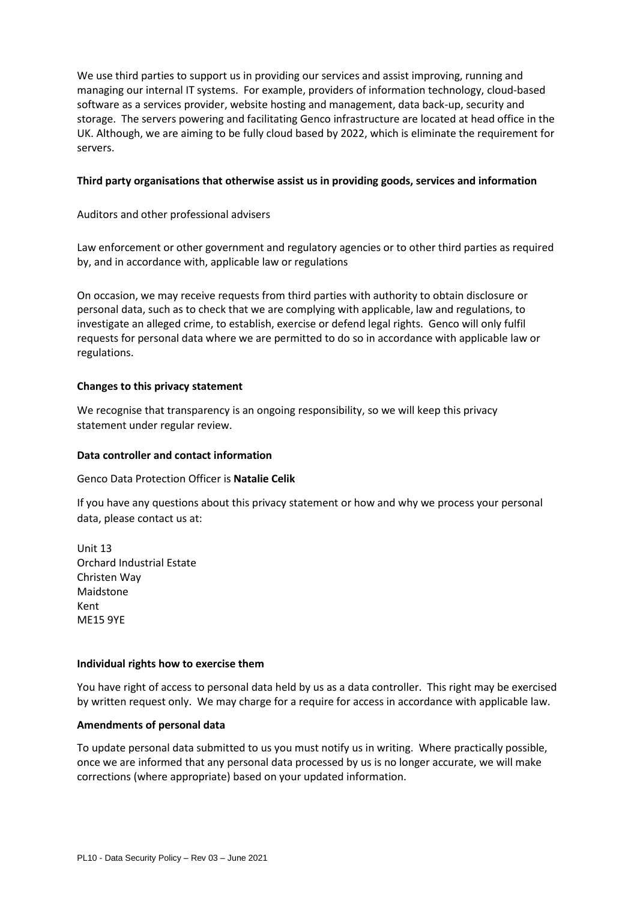We use third parties to support us in providing our services and assist improving, running and managing our internal IT systems. For example, providers of information technology, cloud-based software as a services provider, website hosting and management, data back-up, security and storage. The servers powering and facilitating Genco infrastructure are located at head office in the UK. Although, we are aiming to be fully cloud based by 2022, which is eliminate the requirement for servers.

**Third party organisations that otherwise assist us in providing goods, services and information**

Auditors and other professional advisers

Law enforcement or other government and regulatory agencies or to other third parties as required by, and in accordance with, applicable law or regulations

On occasion, we may receive requests from third parties with authority to obtain disclosure or personal data, such as to check that we are complying with applicable, law and regulations, to investigate an alleged crime, to establish, exercise or defend legal rights. Genco will only fulfil requests for personal data where we are permitted to do so in accordance with applicable law or regulations.

**Changes to this privacy statement**

We recognise that transparency is an ongoing responsibility, so we will keep this privacy statement under regular review.

**Data controller and contact information**

Genco Data Protection Officer is **Natalie Celik**

If you have any questions about this privacy statement or how and why we process your personal data, please contact us at:

Unit 13
Orchard Industrial Estate
Christen Way
Maidstone
Kent
ME15 9YE

**Individual rights how to exercise them**

You have right of access to personal data held by us as a data controller. This right may be exercised by written request only. We may charge for a require for access in accordance with applicable law.

**Amendments of personal data**

To update personal data submitted to us you must notify us in writing. Where practically possible, once we are informed that any personal data processed by us is no longer accurate, we will make corrections (where appropriate) based on your updated information.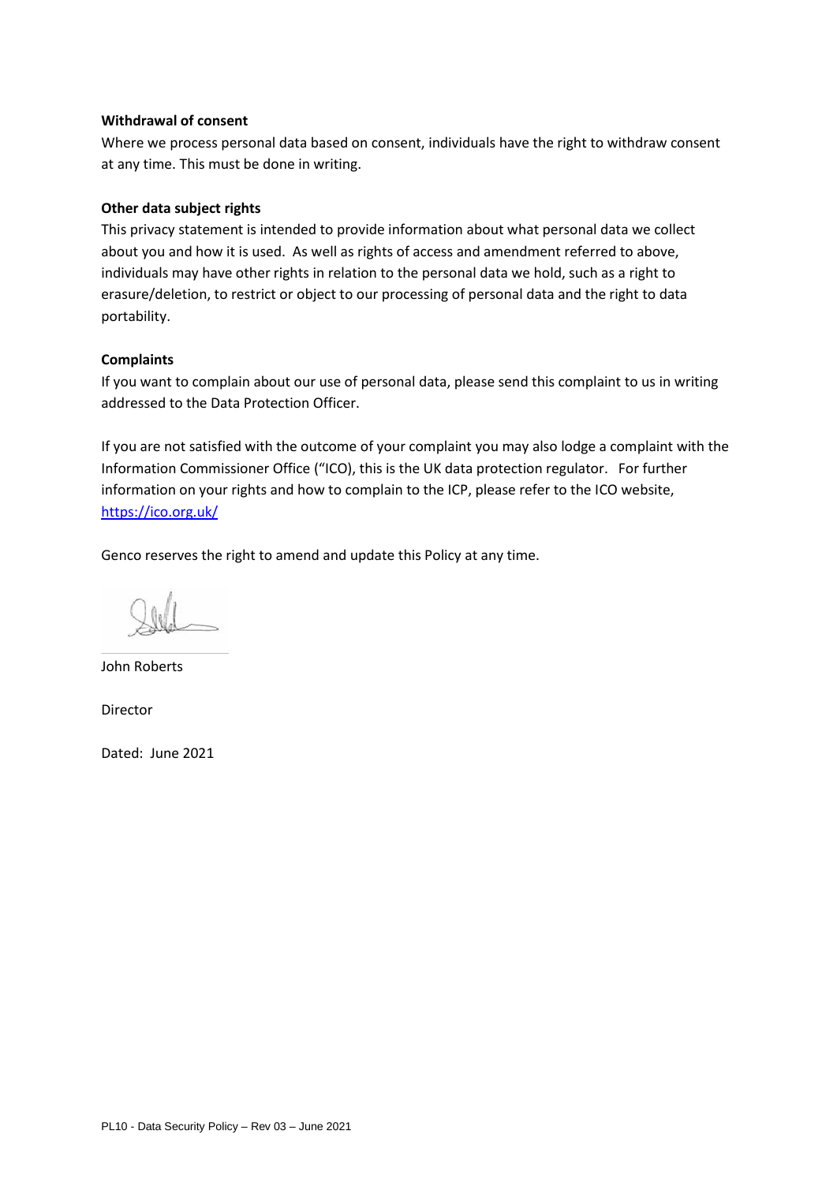**Withdrawal of consent**

Where we process personal data based on consent, individuals have the right to withdraw consent at any time. This must be done in writing.

**Other data subject rights**

This privacy statement is intended to provide information about what personal data we collect about you and how it is used. As well as rights of access and amendment referred to above, individuals may have other rights in relation to the personal data we hold, such as a right to erasure/deletion, to restrict or object to our processing of personal data and the right to data portability.

**Complaints**

If you want to complain about our use of personal data, please send this complaint to us in writing addressed to the Data Protection Officer.

If you are not satisfied with the outcome of your complaint you may also lodge a complaint with the Information Commissioner Office ("ICO), this is the UK data protection regulator. For further information on your rights and how to complain to the ICP, please refer to the ICO website, [https://ico.org.uk/](https://ico.org.uk/)

Genco reserves the right to amend and update this Policy at any time.

John Roberts

Director

Dated: June 2021